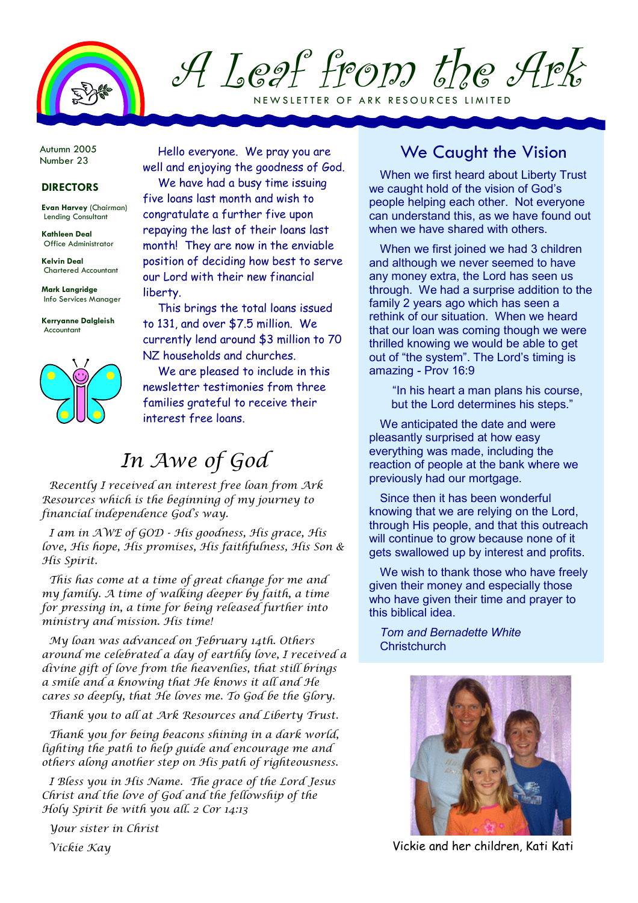# A Leaf from the Ark

NEWSLETTER OF ARK RESOURCES LIMITED

Autumn 2005
Number 23

**DIRECTORS**

**Evan Harvey** (Chairman)
Lending Consultant

**Kathleen Deal**
Office Administrator

**Kelvin Deal**
Chartered Accountant

**Mark Langridge**
Info Services Manager

**Kerryanne Dalgleish**
Accountant

Hello everyone. We pray you are well and enjoying the goodness of God.

We have had a busy time issuing five loans last month and wish to congratulate a further five upon repaying the last of their loans last month! They are now in the enviable position of deciding how best to serve our Lord with their new financial liberty.

This brings the total loans issued to 131, and over $7.5 million. We currently lend around $3 million to 70 NZ households and churches.

We are pleased to include in this newsletter testimonies from three families grateful to receive their interest free loans.

## In Awe of God

*Recently I received an interest free loan from Ark Resources which is the beginning of my journey to financial independence God's way.*

*I am in AWE of GOD - His goodness, His grace, His love, His hope, His promises, His faithfulness, His Son & His Spirit.*

*This has come at a time of great change for me and my family. A time of walking deeper by faith, a time for pressing in, a time for being released further into ministry and mission. His time!*

*My loan was advanced on February 14th. Others around me celebrated a day of earthly love, I received a divine gift of love from the heavenlies, that still brings a smile and a knowing that He knows it all and He cares so deeply, that He loves me. To God be the Glory.*

*Thank you to all at Ark Resources and Liberty Trust.*

*Thank you for being beacons shining in a dark world, lighting the path to help guide and encourage me and others along another step on His path of righteousness.*

*I Bless you in His Name. The grace of the Lord Jesus Christ and the love of God and the fellowship of the Holy Spirit be with you all. 2 Cor 14:13*

*Your sister in Christ*

*Vickie Kay*

Vickie and her children, Kati Kati

## We Caught the Vision

When we first heard about Liberty Trust we caught hold of the vision of God's people helping each other. Not everyone can understand this, as we have found out when we have shared with others.

When we first joined we had 3 children and although we never seemed to have any money extra, the Lord has seen us through. We had a surprise addition to the family 2 years ago which has seen a rethink of our situation. When we heard that our loan was coming though we were thrilled knowing we would be able to get out of "the system". The Lord's timing is amazing - Prov 16:9

> "In his heart a man plans his course, but the Lord determines his steps."

We anticipated the date and were pleasantly surprised at how easy everything was made, including the reaction of people at the bank where we previously had our mortgage.

Since then it has been wonderful knowing that we are relying on the Lord, through His people, and that this outreach will continue to grow because none of it gets swallowed up by interest and profits.

We wish to thank those who have freely given their money and especially those who have given their time and prayer to this biblical idea.

*Tom and Bernadette White*
Christchurch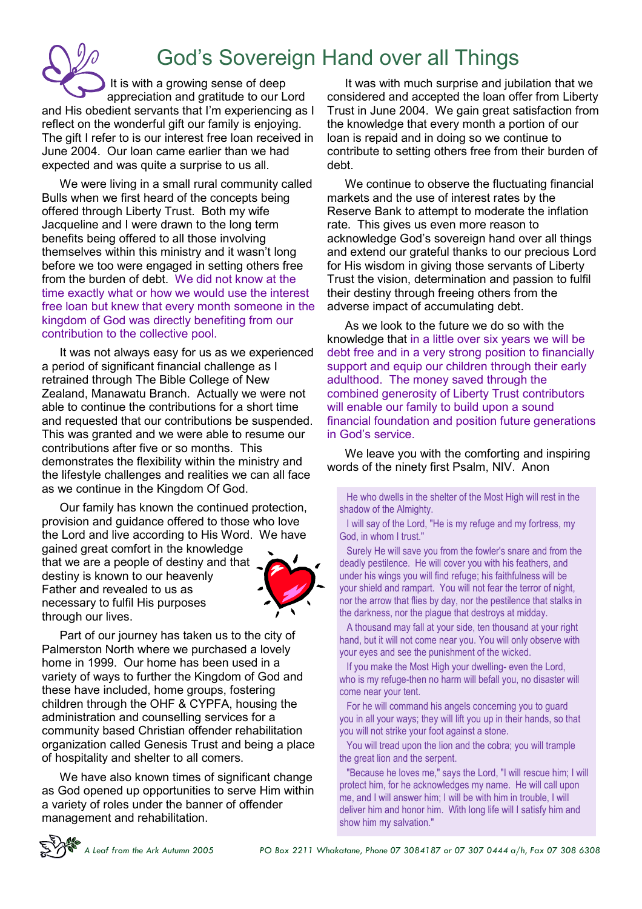# God's Sovereign Hand over all Things

It is with a growing sense of deep appreciation and gratitude to our Lord and His obedient servants that I'm experiencing as I reflect on the wonderful gift our family is enjoying. The gift I refer to is our interest free loan received in June 2004. Our loan came earlier than we had expected and was quite a surprise to us all.

We were living in a small rural community called Bulls when we first heard of the concepts being offered through Liberty Trust. Both my wife Jacqueline and I were drawn to the long term benefits being offered to all those involving themselves within this ministry and it wasn't long before we too were engaged in setting others free from the burden of debt. We did not know at the time exactly what or how we would use the interest free loan but knew that every month someone in the kingdom of God was directly benefiting from our contribution to the collective pool.

It was not always easy for us as we experienced a period of significant financial challenge as I retrained through The Bible College of New Zealand, Manawatu Branch. Actually we were not able to continue the contributions for a short time and requested that our contributions be suspended. This was granted and we were able to resume our contributions after five or so months. This demonstrates the flexibility within the ministry and the lifestyle challenges and realities we can all face as we continue in the Kingdom Of God.

Our family has known the continued protection, provision and guidance offered to those who love the Lord and live according to His Word. We have gained great comfort in the knowledge that we are a people of destiny and that destiny is known to our heavenly Father and revealed to us as necessary to fulfil His purposes through our lives.

Part of our journey has taken us to the city of Palmerston North where we purchased a lovely home in 1999. Our home has been used in a variety of ways to further the Kingdom of God and these have included, home groups, fostering children through the OHF & CYPFA, housing the administration and counselling services for a community based Christian offender rehabilitation organization called Genesis Trust and being a place of hospitality and shelter to all comers.

We have also known times of significant change as God opened up opportunities to serve Him within a variety of roles under the banner of offender management and rehabilitation.

It was with much surprise and jubilation that we considered and accepted the loan offer from Liberty Trust in June 2004. We gain great satisfaction from the knowledge that every month a portion of our loan is repaid and in doing so we continue to contribute to setting others free from their burden of debt.

We continue to observe the fluctuating financial markets and the use of interest rates by the Reserve Bank to attempt to moderate the inflation rate. This gives us even more reason to acknowledge God's sovereign hand over all things and extend our grateful thanks to our precious Lord for His wisdom in giving those servants of Liberty Trust the vision, determination and passion to fulfil their destiny through freeing others from the adverse impact of accumulating debt.

As we look to the future we do so with the knowledge that in a little over six years we will be debt free and in a very strong position to financially support and equip our children through their early adulthood. The money saved through the combined generosity of Liberty Trust contributors will enable our family to build upon a sound financial foundation and position future generations in God's service.

We leave you with the comforting and inspiring words of the ninety first Psalm, NIV. Anon

He who dwells in the shelter of the Most High will rest in the shadow of the Almighty.

I will say of the Lord, "He is my refuge and my fortress, my God, in whom I trust."

Surely He will save you from the fowler's snare and from the deadly pestilence. He will cover you with his feathers, and under his wings you will find refuge; his faithfulness will be your shield and rampart. You will not fear the terror of night, nor the arrow that flies by day, nor the pestilence that stalks in the darkness, nor the plague that destroys at midday.

A thousand may fall at your side, ten thousand at your right hand, but it will not come near you. You will only observe with your eyes and see the punishment of the wicked.

If you make the Most High your dwelling- even the Lord, who is my refuge-then no harm will befall you, no disaster will come near your tent.

For he will command his angels concerning you to guard you in all your ways; they will lift you up in their hands, so that you will not strike your foot against a stone.

You will tread upon the lion and the cobra; you will trample the great lion and the serpent.

"Because he loves me," says the Lord, "I will rescue him; I will protect him, for he acknowledges my name. He will call upon me, and I will answer him; I will be with him in trouble, I will deliver him and honor him. With long life will I satisfy him and show him my salvation."